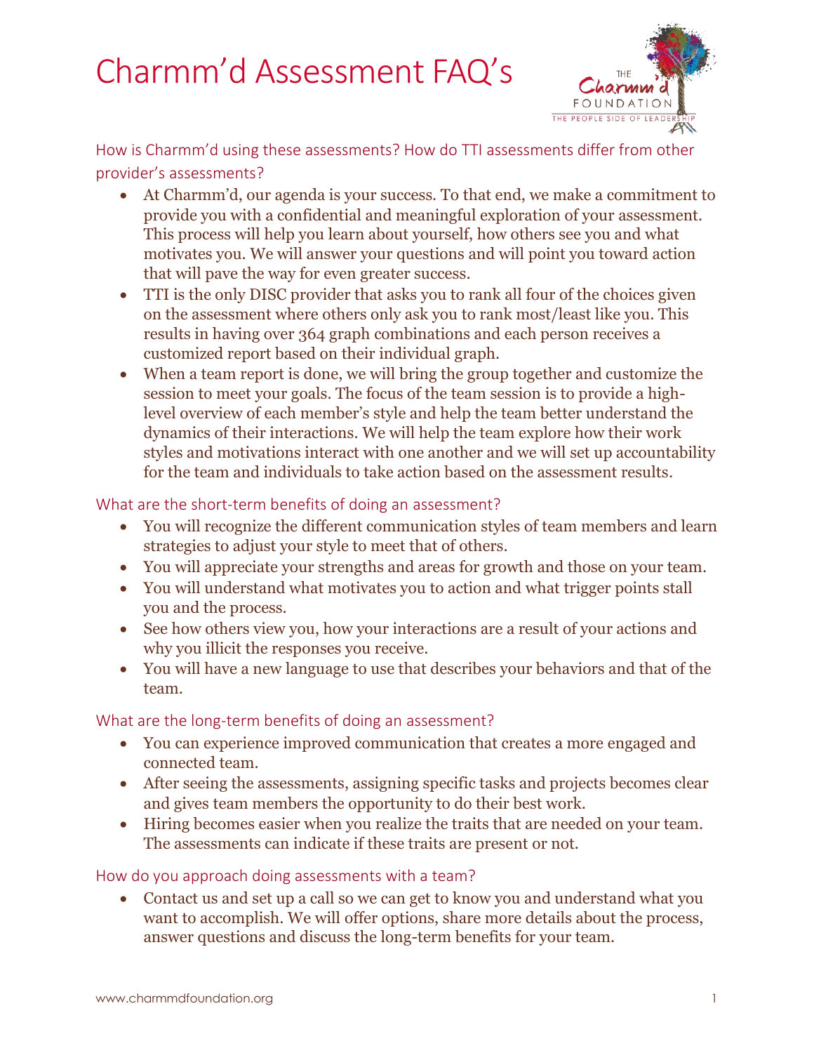# Charmm'd Assessment FAQ's

## How is Charmm'd using these assessments? How do TTI assessments differ from other provider's assessments?

- At Charmm'd, our agenda is your success. To that end, we make a commitment to provide you with a confidential and meaningful exploration of your assessment. This process will help you learn about yourself, how others see you and what motivates you. We will answer your questions and will point you toward action that will pave the way for even greater success.
- TTI is the only DISC provider that asks you to rank all four of the choices given on the assessment where others only ask you to rank most/least like you. This results in having over 364 graph combinations and each person receives a customized report based on their individual graph.
- When a team report is done, we will bring the group together and customize the session to meet your goals. The focus of the team session is to provide a high-level overview of each member's style and help the team better understand the dynamics of their interactions. We will help the team explore how their work styles and motivations interact with one another and we will set up accountability for the team and individuals to take action based on the assessment results.

## What are the short-term benefits of doing an assessment?

- You will recognize the different communication styles of team members and learn strategies to adjust your style to meet that of others.
- You will appreciate your strengths and areas for growth and those on your team.
- You will understand what motivates you to action and what trigger points stall you and the process.
- See how others view you, how your interactions are a result of your actions and why you illicit the responses you receive.
- You will have a new language to use that describes your behaviors and that of the team.

## What are the long-term benefits of doing an assessment?

- You can experience improved communication that creates a more engaged and connected team.
- After seeing the assessments, assigning specific tasks and projects becomes clear and gives team members the opportunity to do their best work.
- Hiring becomes easier when you realize the traits that are needed on your team. The assessments can indicate if these traits are present or not.

## How do you approach doing assessments with a team?

- Contact us and set up a call so we can get to know you and understand what you want to accomplish. We will offer options, share more details about the process, answer questions and discuss the long-term benefits for your team.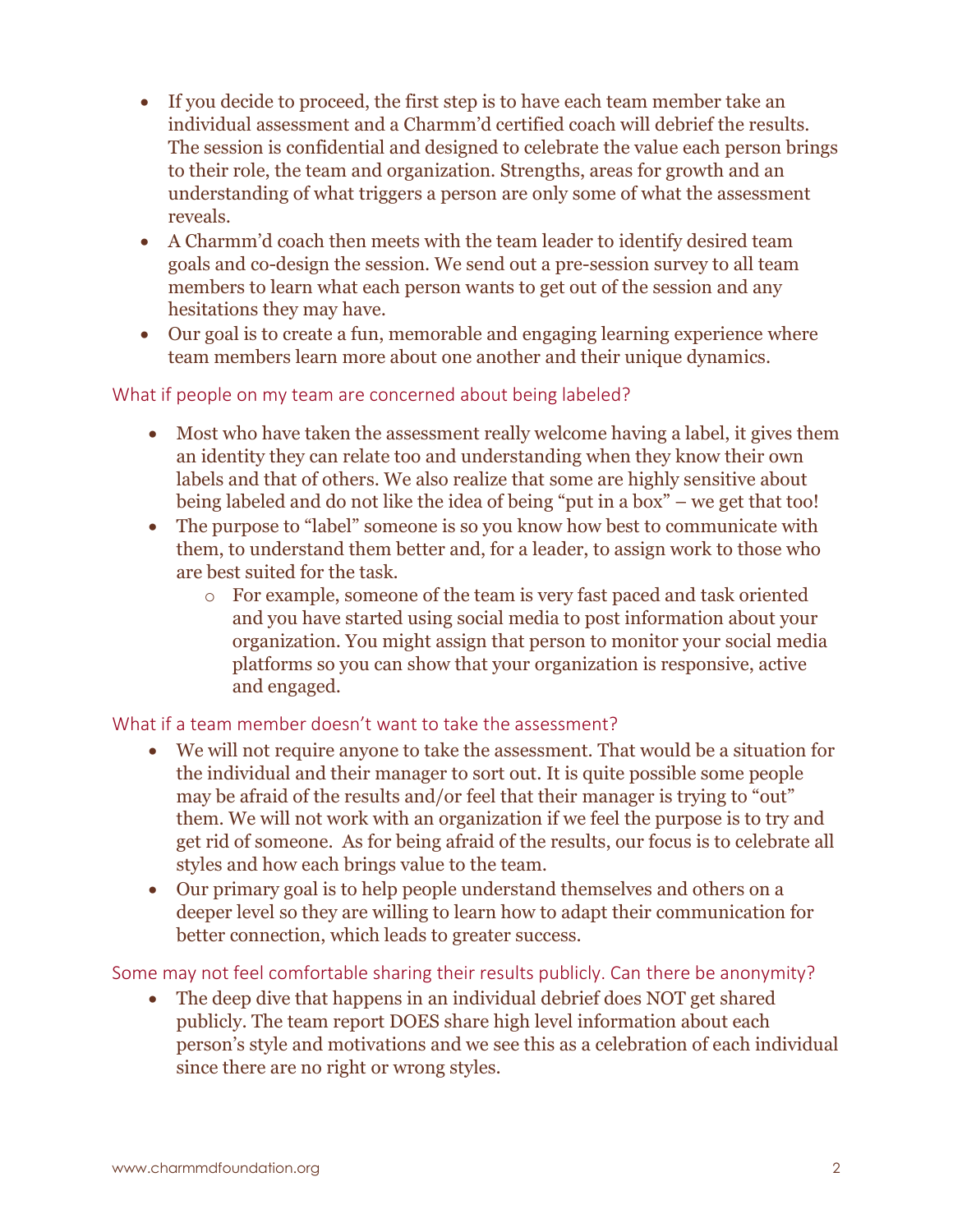- If you decide to proceed, the first step is to have each team member take an individual assessment and a Charmm'd certified coach will debrief the results. The session is confidential and designed to celebrate the value each person brings to their role, the team and organization. Strengths, areas for growth and an understanding of what triggers a person are only some of what the assessment reveals.
- A Charmm'd coach then meets with the team leader to identify desired team goals and co-design the session. We send out a pre-session survey to all team members to learn what each person wants to get out of the session and any hesitations they may have.
- Our goal is to create a fun, memorable and engaging learning experience where team members learn more about one another and their unique dynamics.

### What if people on my team are concerned about being labeled?

- Most who have taken the assessment really welcome having a label, it gives them an identity they can relate too and understanding when they know their own labels and that of others. We also realize that some are highly sensitive about being labeled and do not like the idea of being "put in a box" – we get that too!
- The purpose to "label" someone is so you know how best to communicate with them, to understand them better and, for a leader, to assign work to those who are best suited for the task.
    - For example, someone of the team is very fast paced and task oriented and you have started using social media to post information about your organization. You might assign that person to monitor your social media platforms so you can show that your organization is responsive, active and engaged.

### What if a team member doesn't want to take the assessment?

- We will not require anyone to take the assessment. That would be a situation for the individual and their manager to sort out. It is quite possible some people may be afraid of the results and/or feel that their manager is trying to "out" them. We will not work with an organization if we feel the purpose is to try and get rid of someone. As for being afraid of the results, our focus is to celebrate all styles and how each brings value to the team.
- Our primary goal is to help people understand themselves and others on a deeper level so they are willing to learn how to adapt their communication for better connection, which leads to greater success.

### Some may not feel comfortable sharing their results publicly. Can there be anonymity?

- The deep dive that happens in an individual debrief does NOT get shared publicly. The team report DOES share high level information about each person's style and motivations and we see this as a celebration of each individual since there are no right or wrong styles.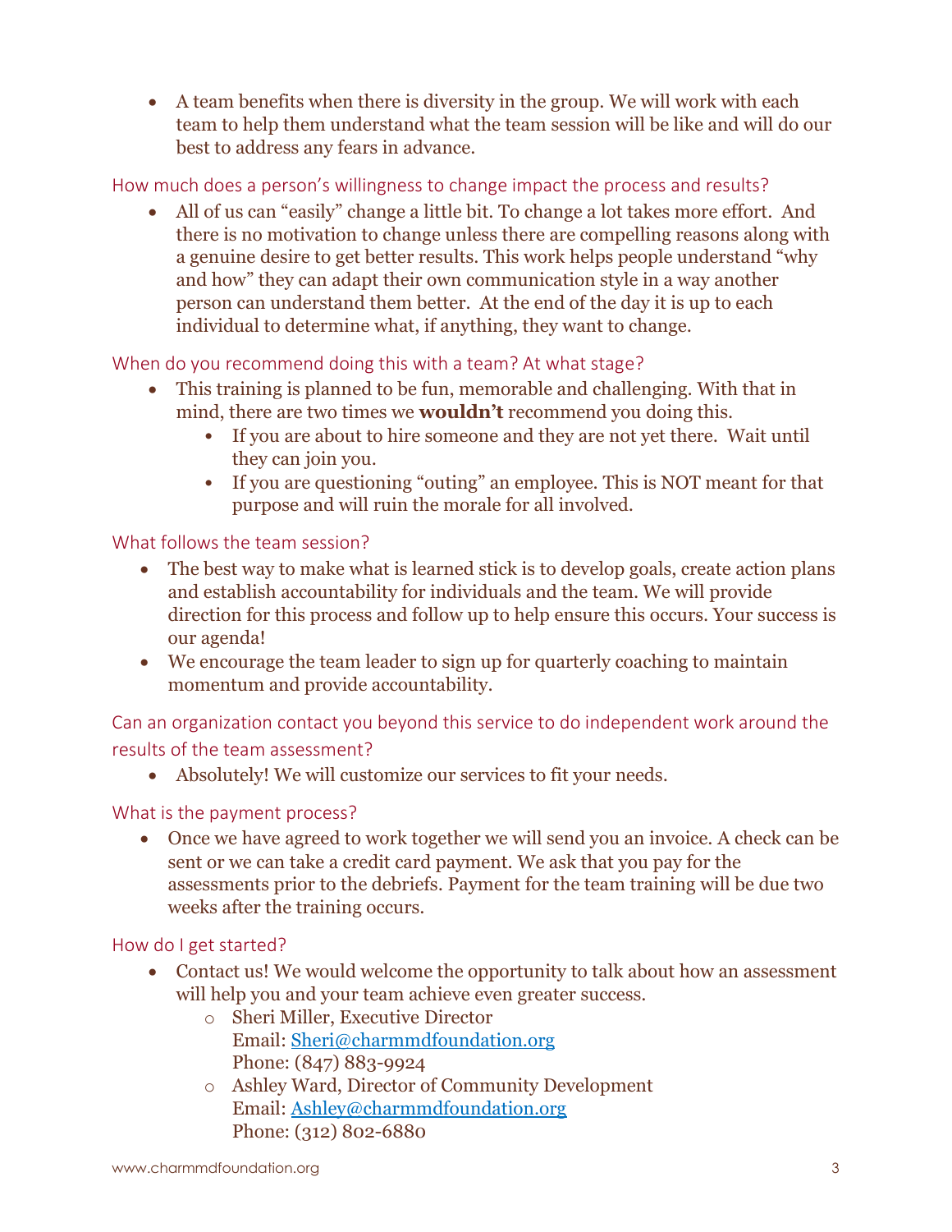- A team benefits when there is diversity in the group. We will work with each team to help them understand what the team session will be like and will do our best to address any fears in advance.

### How much does a person's willingness to change impact the process and results?

- All of us can "easily" change a little bit. To change a lot takes more effort. And there is no motivation to change unless there are compelling reasons along with a genuine desire to get better results. This work helps people understand "why and how" they can adapt their own communication style in a way another person can understand them better. At the end of the day it is up to each individual to determine what, if anything, they want to change.

### When do you recommend doing this with a team? At what stage?

- This training is planned to be fun, memorable and challenging. With that in mind, there are two times we **wouldn't** recommend you doing this.
  - If you are about to hire someone and they are not yet there. Wait until they can join you.
  - If you are questioning "outing" an employee. This is NOT meant for that purpose and will ruin the morale for all involved.

### What follows the team session?

- The best way to make what is learned stick is to develop goals, create action plans and establish accountability for individuals and the team. We will provide direction for this process and follow up to help ensure this occurs. Your success is our agenda!
- We encourage the team leader to sign up for quarterly coaching to maintain momentum and provide accountability.

### Can an organization contact you beyond this service to do independent work around the results of the team assessment?

- Absolutely! We will customize our services to fit your needs.

### What is the payment process?

- Once we have agreed to work together we will send you an invoice. A check can be sent or we can take a credit card payment. We ask that you pay for the assessments prior to the debriefs. Payment for the team training will be due two weeks after the training occurs.

### How do I get started?

- Contact us! We would welcome the opportunity to talk about how an assessment will help you and your team achieve even greater success.
  - Sheri Miller, Executive Director
    Email: Sheri@charmmdfoundation.org
    Phone: (847) 883-9924
  - Ashley Ward, Director of Community Development
    Email: Ashley@charmmdfoundation.org
    Phone: (312) 802-6880